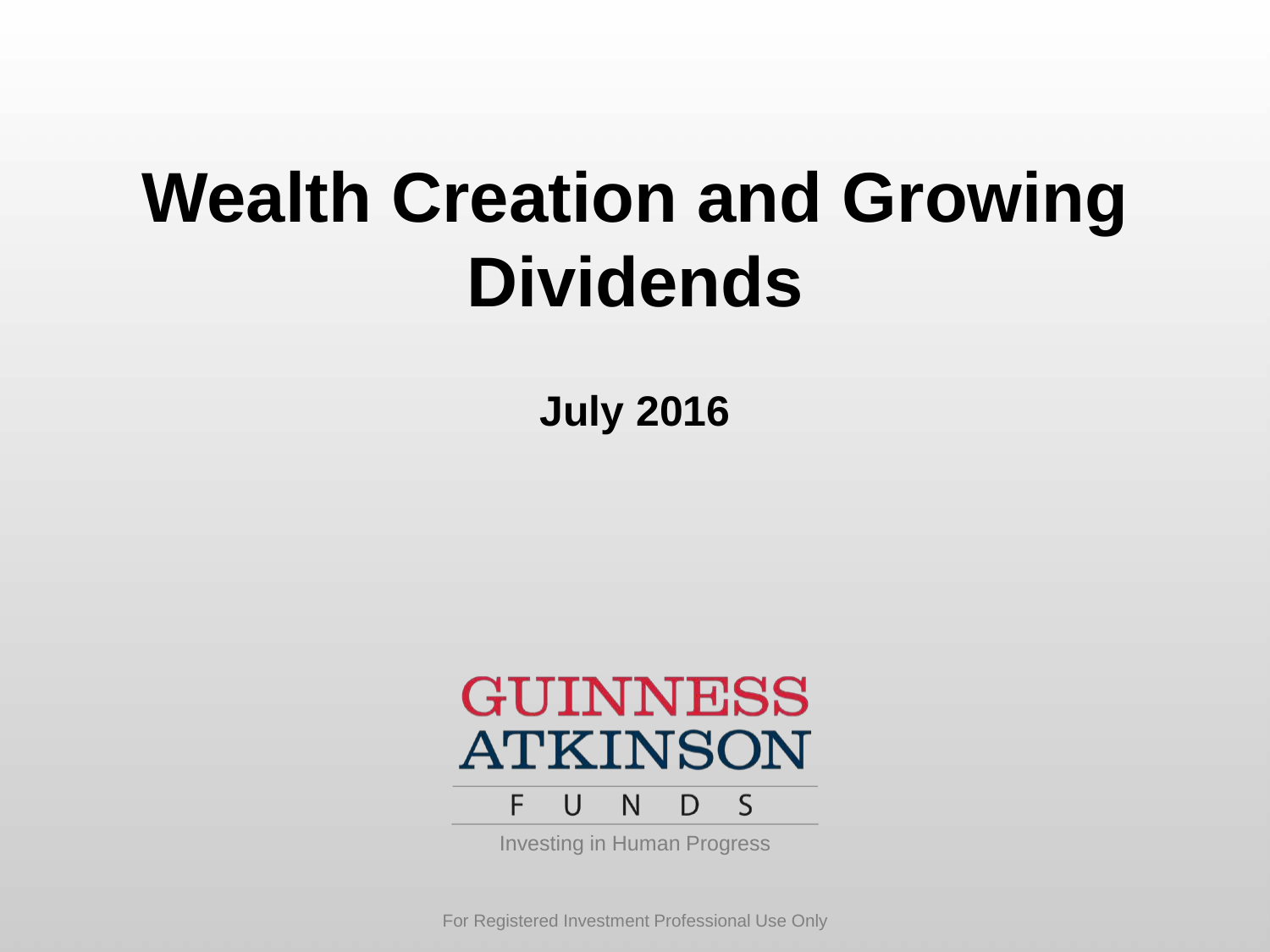# Wealth Creation and Growing Dividends

**July 2016**

GUINNESS
ATKINSON
FUNDS

Investing in Human Progress

For Registered Investment Professional Use Only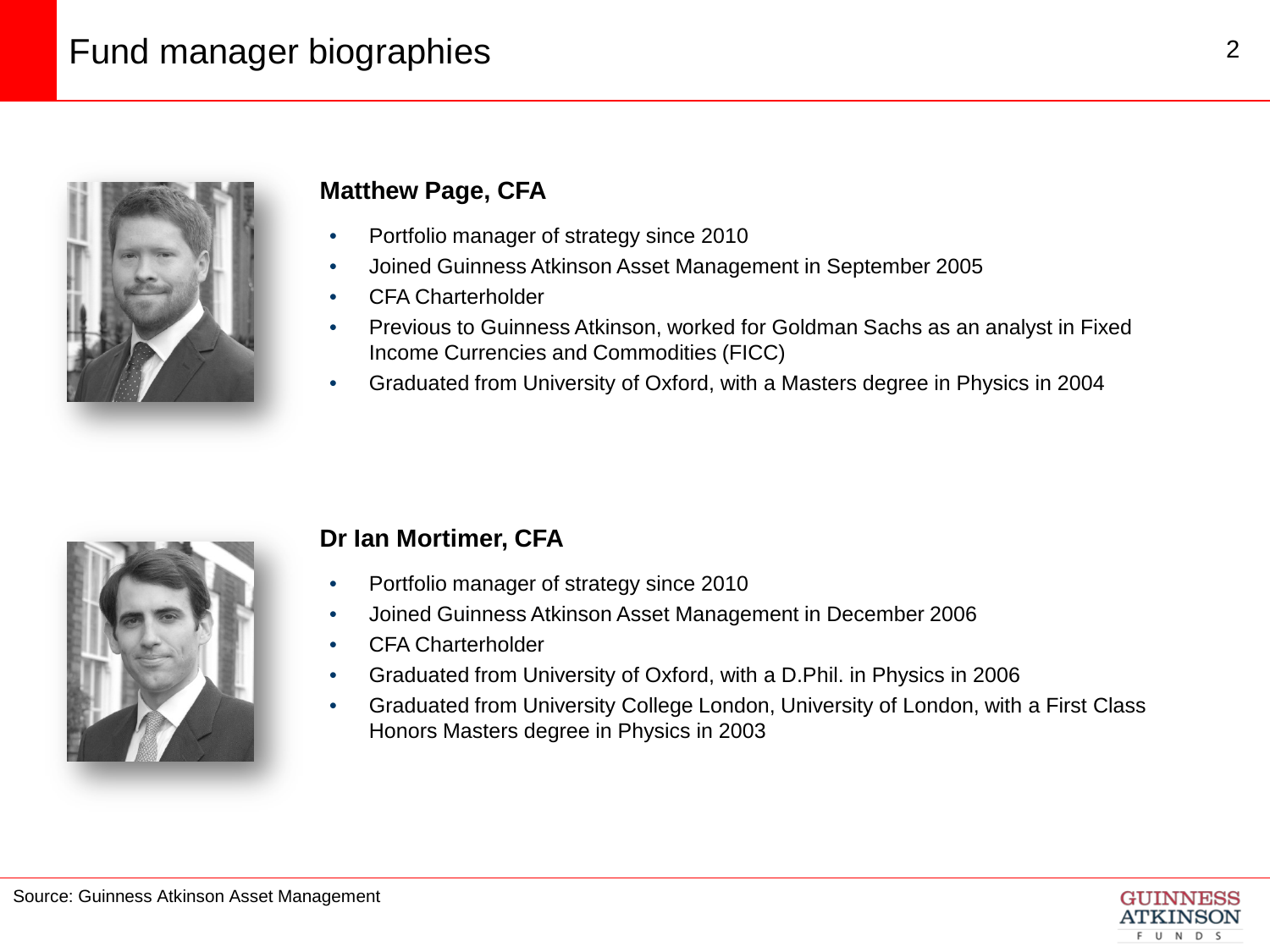# Fund manager biographies

### Matthew Page, CFA

- Portfolio manager of strategy since 2010
- Joined Guinness Atkinson Asset Management in September 2005
- CFA Charterholder
- Previous to Guinness Atkinson, worked for Goldman Sachs as an analyst in Fixed Income Currencies and Commodities (FICC)
- Graduated from University of Oxford, with a Masters degree in Physics in 2004

### Dr Ian Mortimer, CFA

- Portfolio manager of strategy since 2010
- Joined Guinness Atkinson Asset Management in December 2006
- CFA Charterholder
- Graduated from University of Oxford, with a D.Phil. in Physics in 2006
- Graduated from University College London, University of London, with a First Class Honors Masters degree in Physics in 2003

Source: Guinness Atkinson Asset Management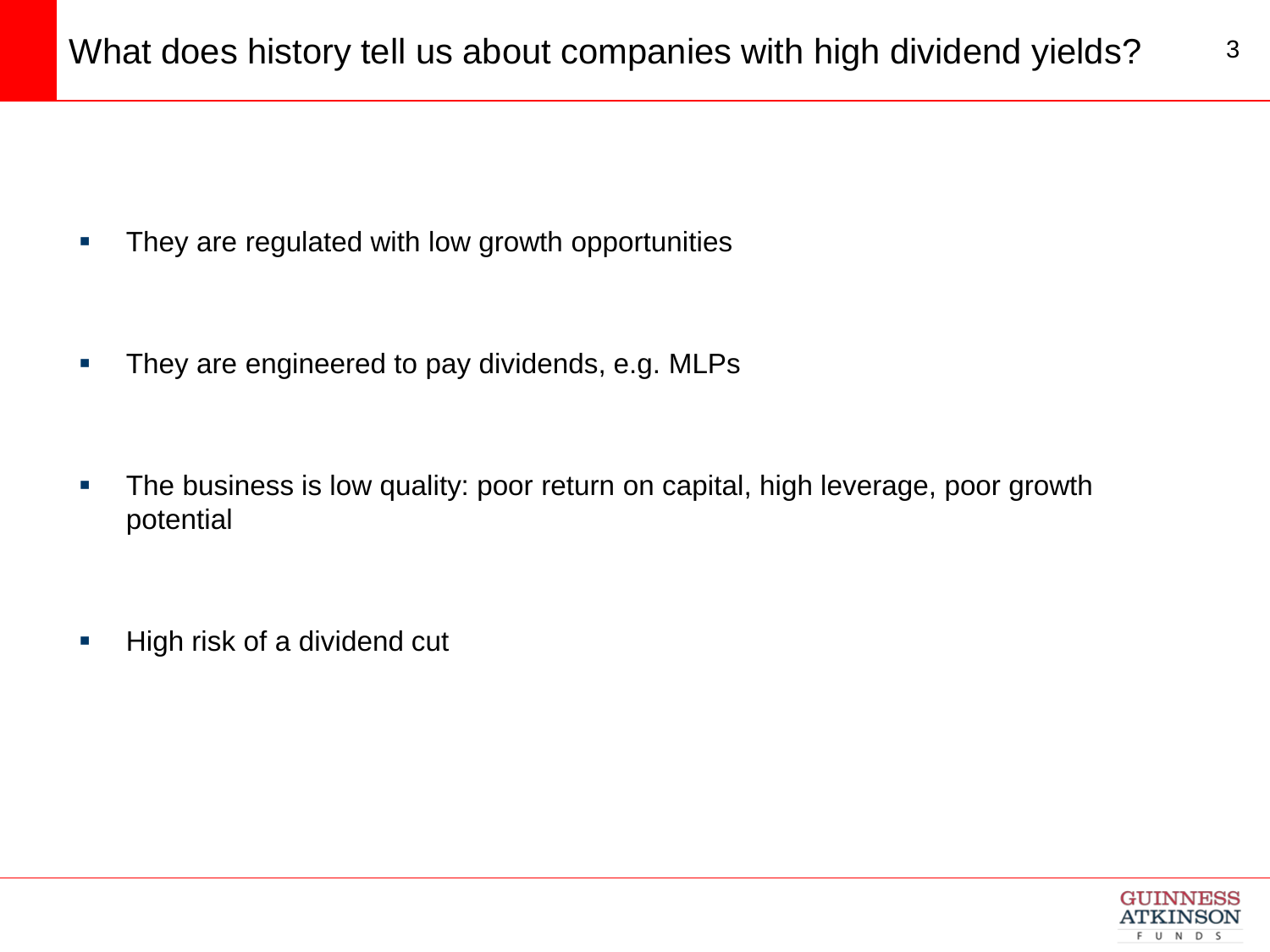# What does history tell us about companies with high dividend yields?

- They are regulated with low growth opportunities
- They are engineered to pay dividends, e.g. MLPs
- The business is low quality: poor return on capital, high leverage, poor growth potential
- High risk of a dividend cut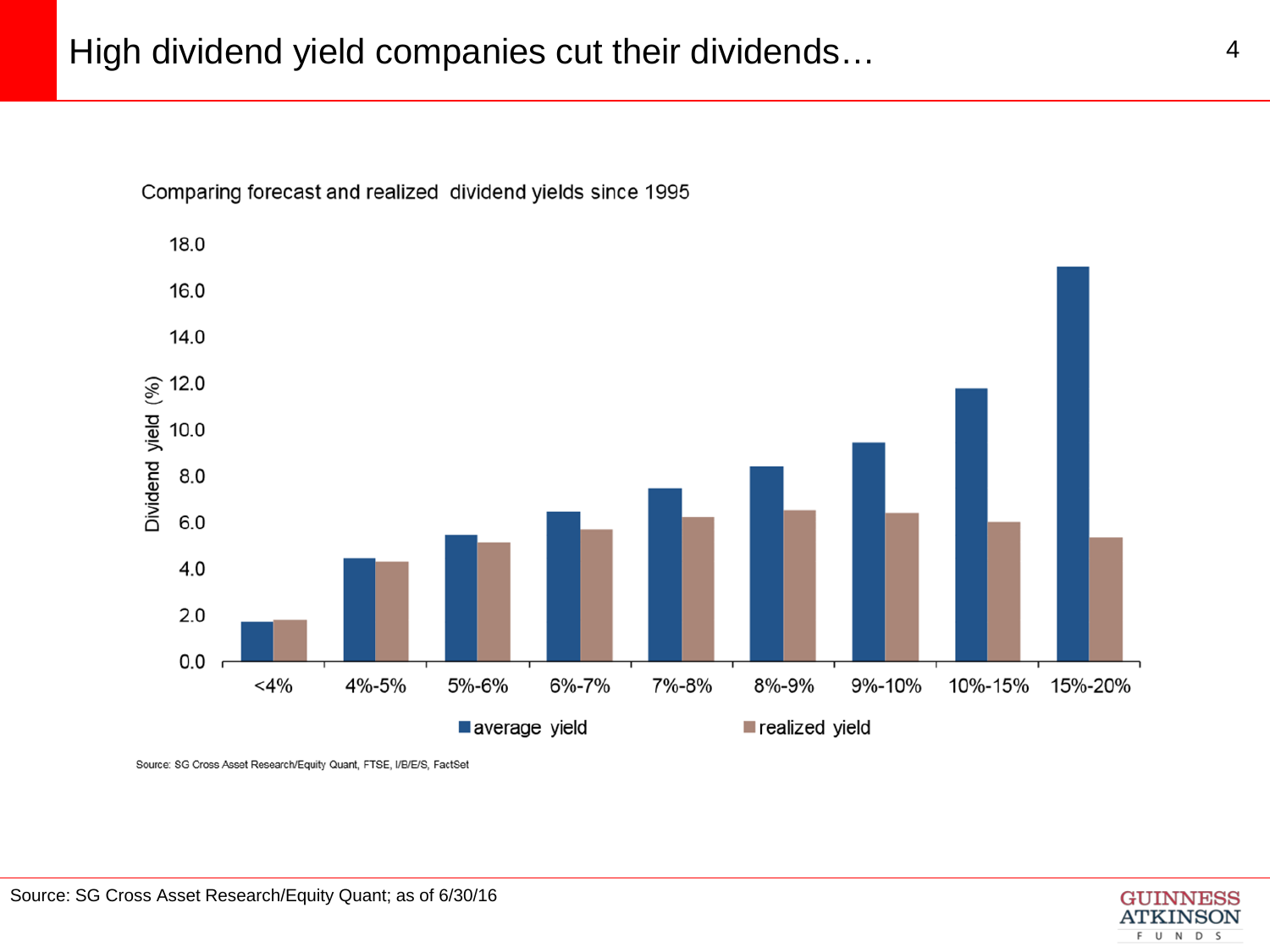# High dividend yield companies cut their dividends…

Comparing forecast and realized dividend yields since 1995

Dividend yield (%)

18.0
16.0
14.0
12.0
10.0
8.0
6.0
4.0
2.0
0.0

<4% | 4%-5% | 5%-6% | 6%-7% | 7%-8% | 8%-9% | 9%-10% | 10%-15% | 15%-20%

■ average yield ■ realized yield

Source: SG Cross Asset Research/Equity Quant, FTSE, I/B/E/S, FactSet

Source: SG Cross Asset Research/Equity Quant; as of 6/30/16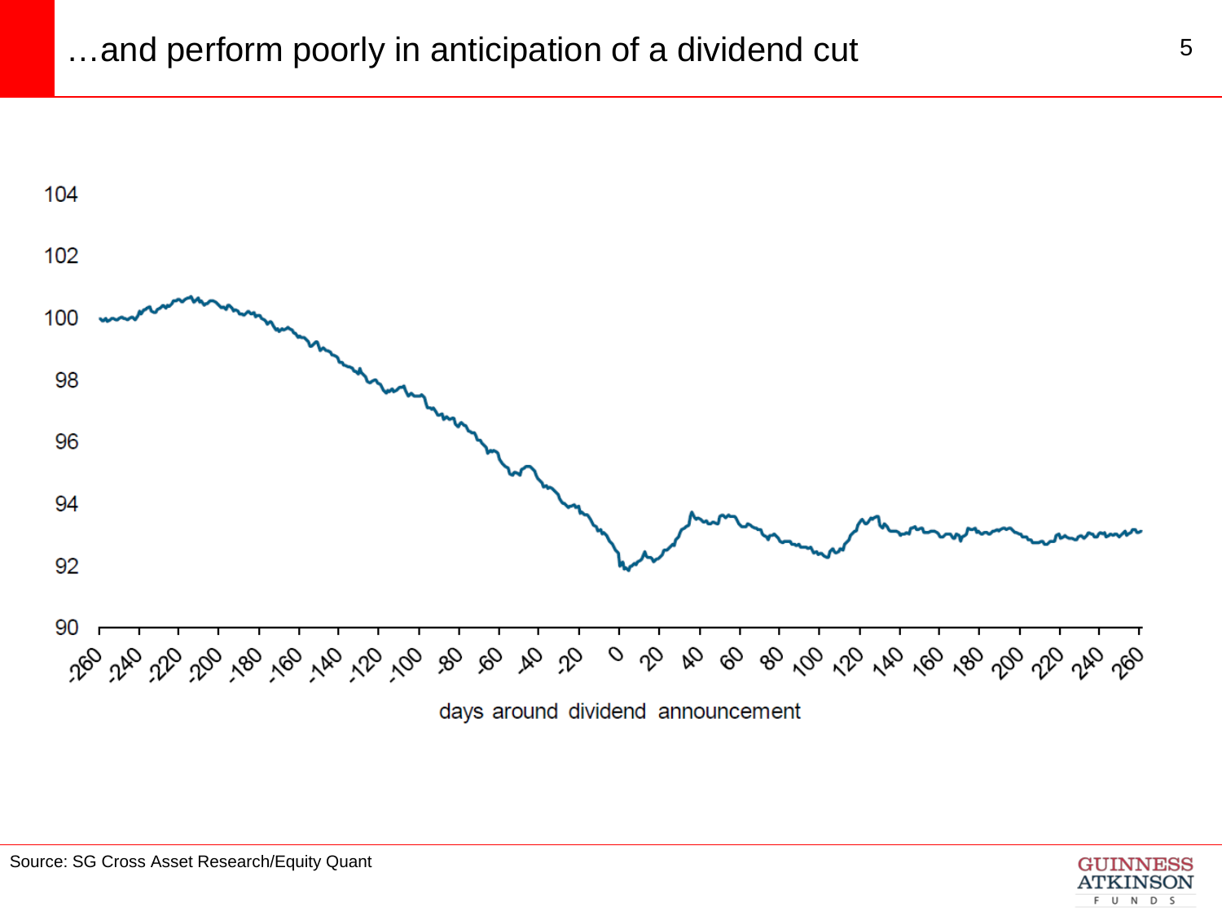# …and perform poorly in anticipation of a dividend cut

Source: SG Cross Asset Research/Equity Quant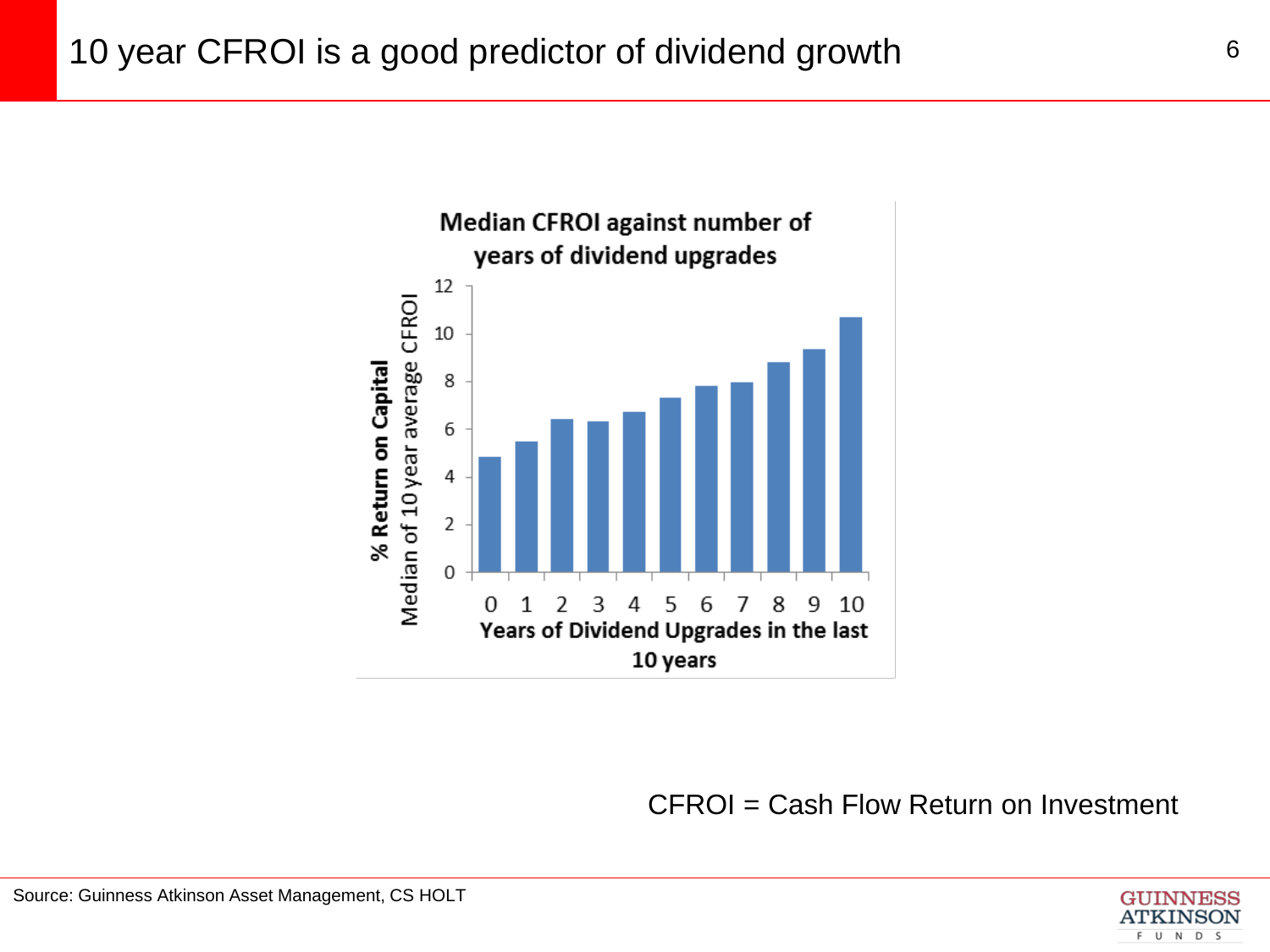# 10 year CFROI is a good predictor of dividend growth

**Median CFROI against number of years of dividend upgrades**

**% Return on Capital**
Median of 10 year average CFROI

12
10
8
6
4
2
0

0 1 2 3 4 5 6 7 8 9 10

**Years of Dividend Upgrades in the last 10 years**

CFROI = Cash Flow Return on Investment

Source: Guinness Atkinson Asset Management, CS HOLT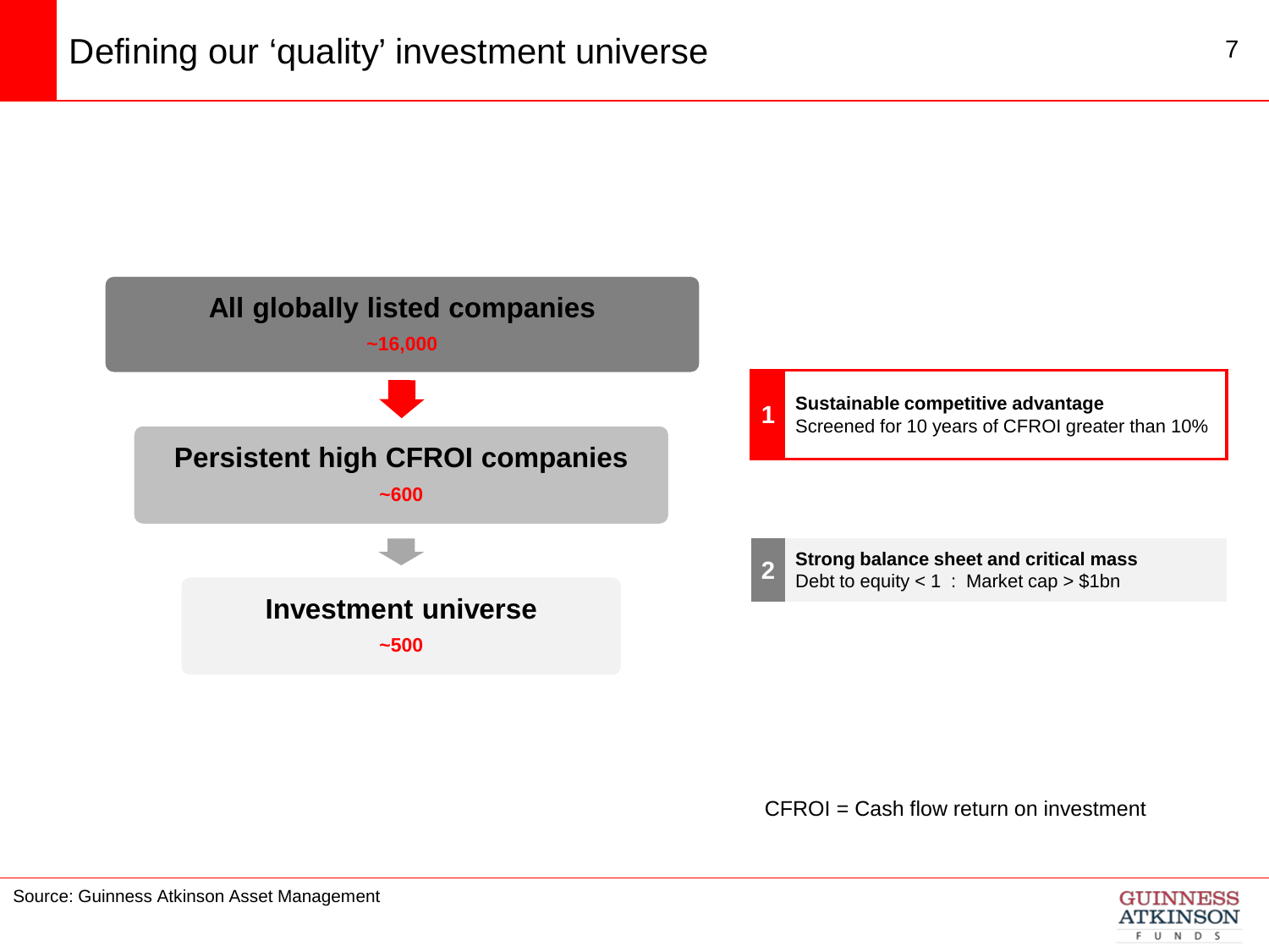# Defining our 'quality' investment universe

**All globally listed companies**
~16,000

↓

**Persistent high CFROI companies**
~600

↓

**Investment universe**
~500

**1** — **Sustainable competitive advantage**
Screened for 10 years of CFROI greater than 10%

**2** — **Strong balance sheet and critical mass**
Debt to equity < 1 : Market cap > $1bn

CFROI = Cash flow return on investment

Source: Guinness Atkinson Asset Management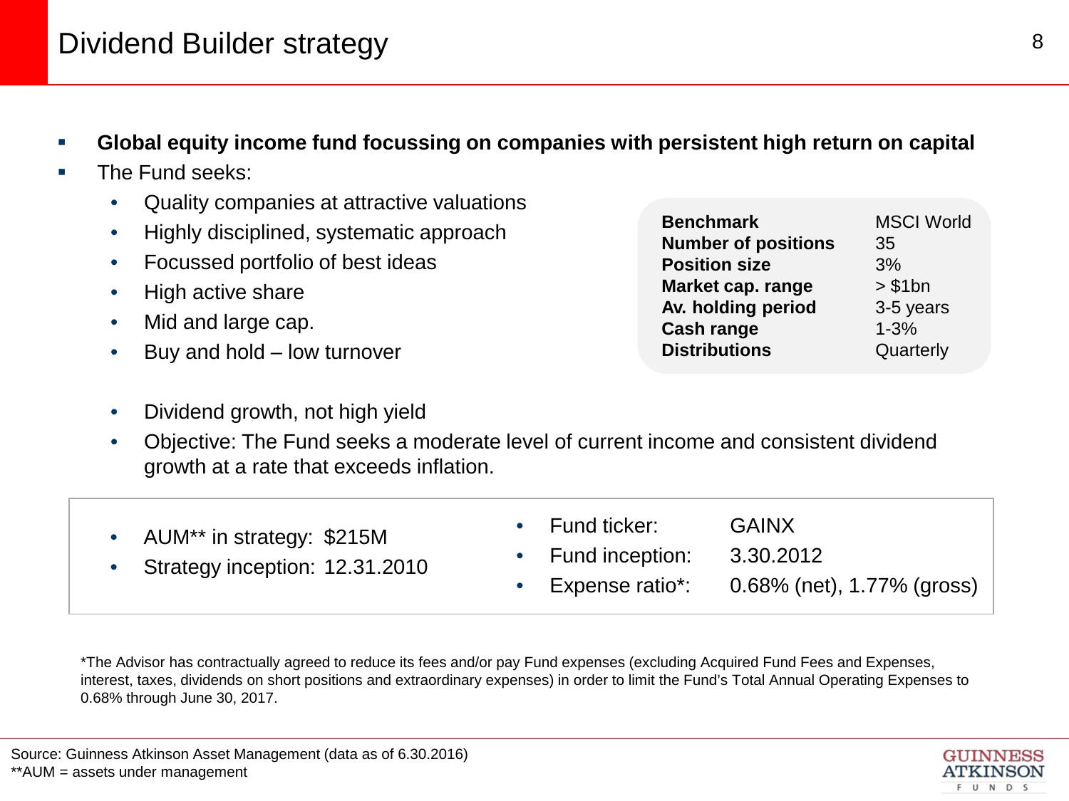# Dividend Builder strategy

- **Global equity income fund focussing on companies with persistent high return on capital**
- The Fund seeks:
  - Quality companies at attractive valuations
  - Highly disciplined, systematic approach
  - Focussed portfolio of best ideas
  - High active share
  - Mid and large cap.
  - Buy and hold – low turnover

| | |
|---|---|
| **Benchmark** | MSCI World |
| **Number of positions** | 35 |
| **Position size** | 3% |
| **Market cap. range** | > $1bn |
| **Av. holding period** | 3-5 years |
| **Cash range** | 1-3% |
| **Distributions** | Quarterly |

  - Dividend growth, not high yield
  - Objective: The Fund seeks a moderate level of current income and consistent dividend growth at a rate that exceeds inflation.

- AUM** in strategy: $215M
- Strategy inception: 12.31.2010

- Fund ticker: GAINX
- Fund inception: 3.30.2012
- Expense ratio*: 0.68% (net), 1.77% (gross)

*The Advisor has contractually agreed to reduce its fees and/or pay Fund expenses (excluding Acquired Fund Fees and Expenses, interest, taxes, dividends on short positions and extraordinary expenses) in order to limit the Fund's Total Annual Operating Expenses to 0.68% through June 30, 2017.

Source: Guinness Atkinson Asset Management (data as of 6.30.2016)
**AUM = assets under management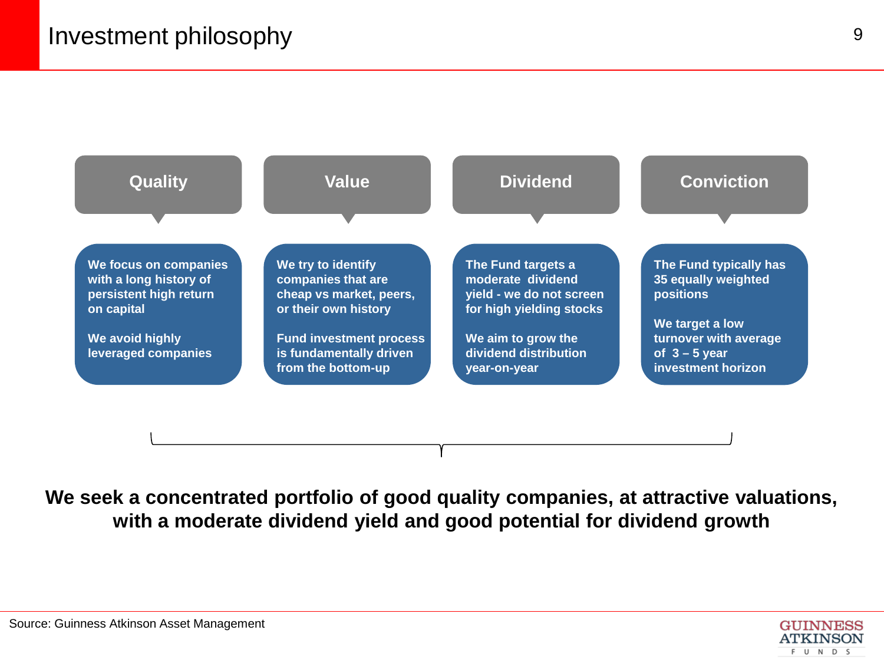# Investment philosophy

### Quality

We focus on companies with a long history of persistent high return on capital

We avoid highly leveraged companies

### Value

We try to identify companies that are cheap vs market, peers, or their own history

Fund investment process is fundamentally driven from the bottom-up

### Dividend

The Fund targets a moderate dividend yield - we do not screen for high yielding stocks

We aim to grow the dividend distribution year-on-year

### Conviction

The Fund typically has 35 equally weighted positions

We target a low turnover with average of 3 – 5 year investment horizon

**We seek a concentrated portfolio of good quality companies, at attractive valuations, with a moderate dividend yield and good potential for dividend growth**

Source: Guinness Atkinson Asset Management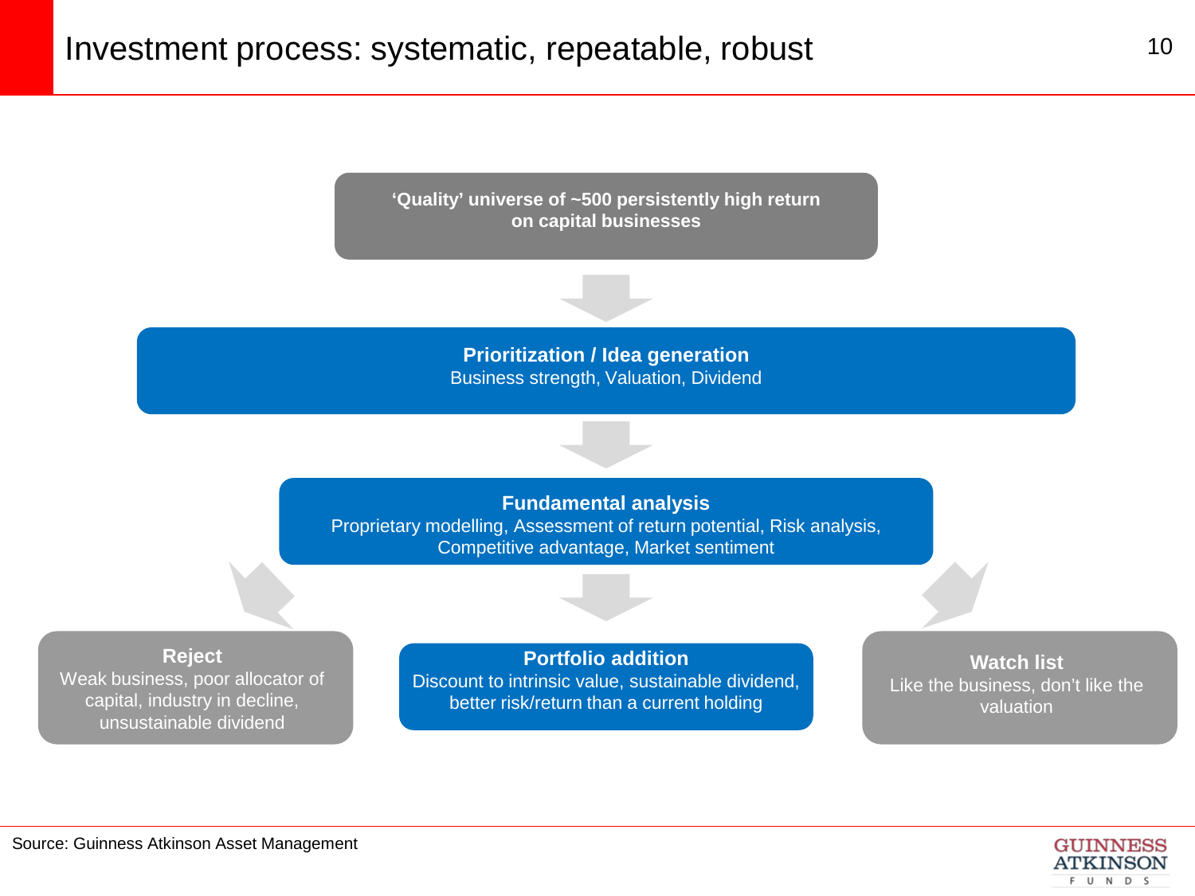# Investment process: systematic, repeatable, robust

**'Quality' universe of ~500 persistently high return on capital businesses**

↓

**Prioritization / Idea generation**
Business strength, Valuation, Dividend

↓

**Fundamental analysis**
Proprietary modelling, Assessment of return potential, Risk analysis, Competitive advantage, Market sentiment

↓

**Reject**
Weak business, poor allocator of capital, industry in decline, unsustainable dividend

**Portfolio addition**
Discount to intrinsic value, sustainable dividend, better risk/return than a current holding

**Watch list**
Like the business, don't like the valuation

Source: Guinness Atkinson Asset Management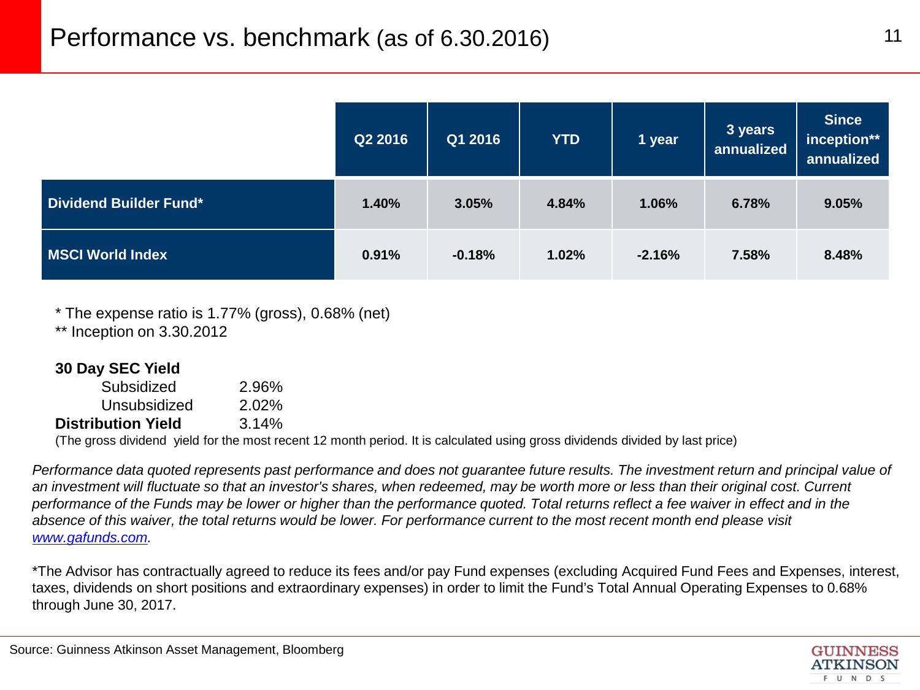# Performance vs. benchmark (as of 6.30.2016)

| | Q2 2016 | Q1 2016 | YTD | 1 year | 3 years annualized | Since inception** annualized |
|---|---|---|---|---|---|---|
| **Dividend Builder Fund*** | **1.40%** | **3.05%** | **4.84%** | **1.06%** | **6.78%** | **9.05%** |
| **MSCI World Index** | **0.91%** | **-0.18%** | **1.02%** | **-2.16%** | **7.58%** | **8.48%** |

* The expense ratio is 1.77% (gross), 0.68% (net)
** Inception on 3.30.2012

**30 Day SEC Yield**

| | |
|---|---|
| Subsidized | 2.96% |
| Unsubsidized | 2.02% |
| **Distribution Yield** | 3.14% |

(The gross dividend yield for the most recent 12 month period. It is calculated using gross dividends divided by last price)

*Performance data quoted represents past performance and does not guarantee future results. The investment return and principal value of an investment will fluctuate so that an investor's shares, when redeemed, may be worth more or less than their original cost. Current performance of the Funds may be lower or higher than the performance quoted. Total returns reflect a fee waiver in effect and in the absence of this waiver, the total returns would be lower. For performance current to the most recent month end please visit [www.gafunds.com](www.gafunds.com).*

*The Advisor has contractually agreed to reduce its fees and/or pay Fund expenses (excluding Acquired Fund Fees and Expenses, interest, taxes, dividends on short positions and extraordinary expenses) in order to limit the Fund's Total Annual Operating Expenses to 0.68% through June 30, 2017.

Source: Guinness Atkinson Asset Management, Bloomberg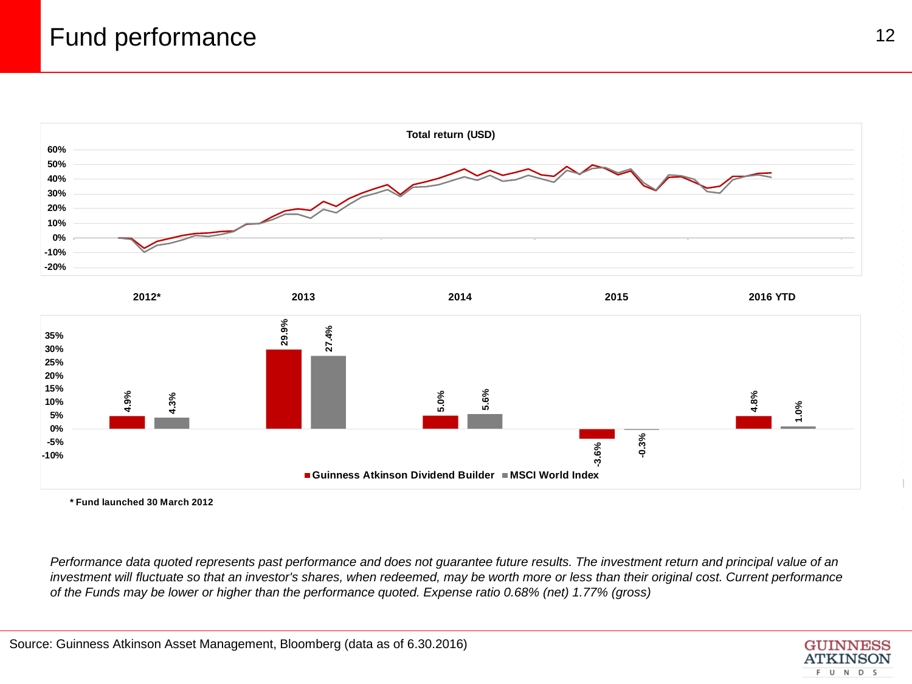# Fund performance

**Total return (USD)**

| | 2012* | 2013 | 2014 | 2015 | 2016 YTD |
|---|---|---|---|---|---|
| Guinness Atkinson Dividend Builder | 4.9% | 29.9% | 5.0% | -3.6% | 4.8% |
| MSCI World Index | 4.3% | 27.4% | 5.6% | -0.3% | 1.0% |

**\* Fund launched 30 March 2012**

*Performance data quoted represents past performance and does not guarantee future results. The investment return and principal value of an investment will fluctuate so that an investor's shares, when redeemed, may be worth more or less than their original cost. Current performance of the Funds may be lower or higher than the performance quoted. Expense ratio 0.68% (net) 1.77% (gross)*

Source: Guinness Atkinson Asset Management, Bloomberg (data as of 6.30.2016)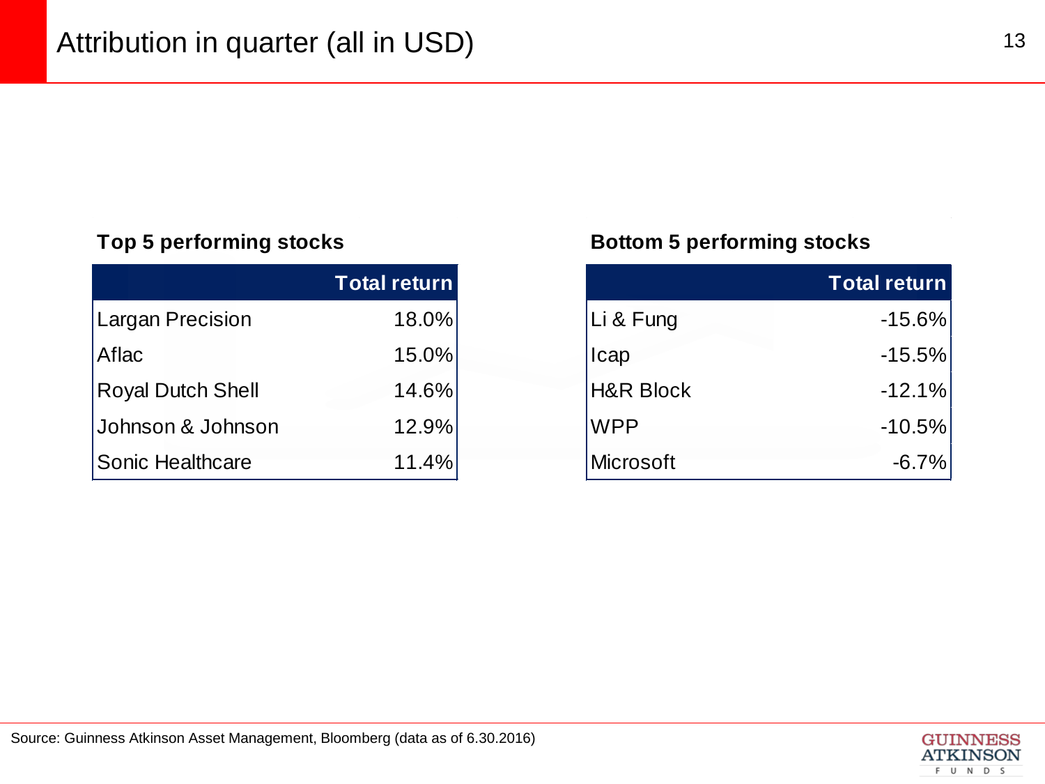# Attribution in quarter (all in USD)

**Top 5 performing stocks**

| | Total return |
|---|---|
| Largan Precision | 18.0% |
| Aflac | 15.0% |
| Royal Dutch Shell | 14.6% |
| Johnson & Johnson | 12.9% |
| Sonic Healthcare | 11.4% |

**Bottom 5 performing stocks**

| | Total return |
|---|---|
| Li & Fung | -15.6% |
| Icap | -15.5% |
| H&R Block | -12.1% |
| WPP | -10.5% |
| Microsoft | -6.7% |

Source: Guinness Atkinson Asset Management, Bloomberg (data as of 6.30.2016)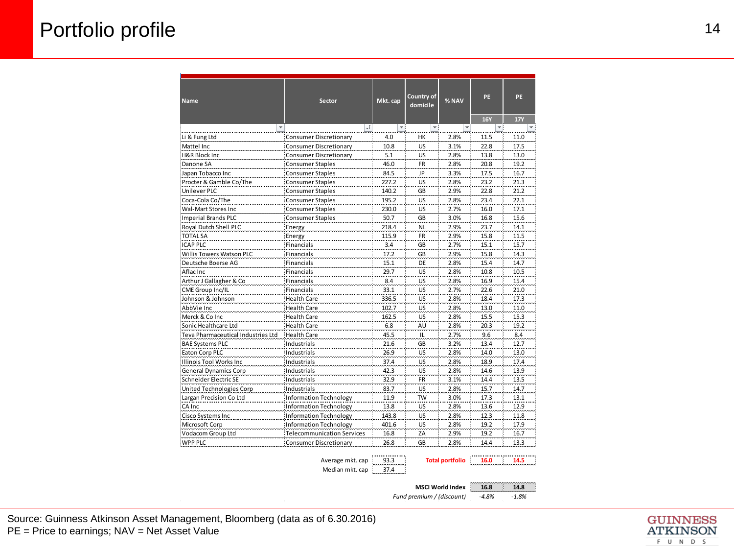# Portfolio profile

| Name | Sector | Mkt. cap | Country of domicile | % NAV | PE | PE |
|---|---|---|---|---|---|---|
| | | | | | 16Y | 17Y |
| Li & Fung Ltd | Consumer Discretionary | 4.0 | HK | 2.8% | 11.5 | 11.0 |
| Mattel Inc | Consumer Discretionary | 10.8 | US | 3.1% | 22.8 | 17.5 |
| H&R Block Inc | Consumer Discretionary | 5.1 | US | 2.8% | 13.8 | 13.0 |
| Danone SA | Consumer Staples | 46.0 | FR | 2.8% | 20.8 | 19.2 |
| Japan Tobacco Inc | Consumer Staples | 84.5 | JP | 3.3% | 17.5 | 16.7 |
| Procter & Gamble Co/The | Consumer Staples | 227.2 | US | 2.8% | 23.2 | 21.3 |
| Unilever PLC | Consumer Staples | 140.2 | GB | 2.9% | 22.8 | 21.2 |
| Coca-Cola Co/The | Consumer Staples | 195.2 | US | 2.8% | 23.4 | 22.1 |
| Wal-Mart Stores Inc | Consumer Staples | 230.0 | US | 2.7% | 16.0 | 17.1 |
| Imperial Brands PLC | Consumer Staples | 50.7 | GB | 3.0% | 16.8 | 15.6 |
| Royal Dutch Shell PLC | Energy | 218.4 | NL | 2.9% | 23.7 | 14.1 |
| TOTAL SA | Energy | 115.9 | FR | 2.9% | 15.8 | 11.5 |
| ICAP PLC | Financials | 3.4 | GB | 2.7% | 15.1 | 15.7 |
| Willis Towers Watson PLC | Financials | 17.2 | GB | 2.9% | 15.8 | 14.3 |
| Deutsche Boerse AG | Financials | 15.1 | DE | 2.8% | 15.4 | 14.7 |
| Aflac Inc | Financials | 29.7 | US | 2.8% | 10.8 | 10.5 |
| Arthur J Gallagher & Co | Financials | 8.4 | US | 2.8% | 16.9 | 15.4 |
| CME Group Inc/IL | Financials | 33.1 | US | 2.7% | 22.6 | 21.0 |
| Johnson & Johnson | Health Care | 336.5 | US | 2.8% | 18.4 | 17.3 |
| AbbVie Inc | Health Care | 102.7 | US | 2.8% | 13.0 | 11.0 |
| Merck & Co Inc | Health Care | 162.5 | US | 2.8% | 15.5 | 15.3 |
| Sonic Healthcare Ltd | Health Care | 6.8 | AU | 2.8% | 20.3 | 19.2 |
| Teva Pharmaceutical Industries Ltd | Health Care | 45.5 | IL | 2.7% | 9.6 | 8.4 |
| BAE Systems PLC | Industrials | 21.6 | GB | 3.2% | 13.4 | 12.7 |
| Eaton Corp PLC | Industrials | 26.9 | US | 2.8% | 14.0 | 13.0 |
| Illinois Tool Works Inc | Industrials | 37.4 | US | 2.8% | 18.9 | 17.4 |
| General Dynamics Corp | Industrials | 42.3 | US | 2.8% | 14.6 | 13.9 |
| Schneider Electric SE | Industrials | 32.9 | FR | 3.1% | 14.4 | 13.5 |
| United Technologies Corp | Industrials | 83.7 | US | 2.8% | 15.7 | 14.7 |
| Largan Precision Co Ltd | Information Technology | 11.9 | TW | 3.0% | 17.3 | 13.1 |
| CA Inc | Information Technology | 13.8 | US | 2.8% | 13.6 | 12.9 |
| Cisco Systems Inc | Information Technology | 143.8 | US | 2.8% | 12.3 | 11.8 |
| Microsoft Corp | Information Technology | 401.6 | US | 2.8% | 19.2 | 17.9 |
| Vodacom Group Ltd | Telecommunication Services | 16.8 | ZA | 2.9% | 19.2 | 16.7 |
| WPP PLC | Consumer Discretionary | 26.8 | GB | 2.8% | 14.4 | 13.3 |
| | Average mkt. cap | 93.3 | | Total portfolio | 16.0 | 14.5 |
| | Median mkt. cap | 37.4 | | | | |
| | | | | MSCI World Index | 16.8 | 14.8 |
| | | | | *Fund premium / (discount)* | *-4.8%* | *-1.8%* |

Source: Guinness Atkinson Asset Management, Bloomberg (data as of 6.30.2016)
PE = Price to earnings; NAV = Net Asset Value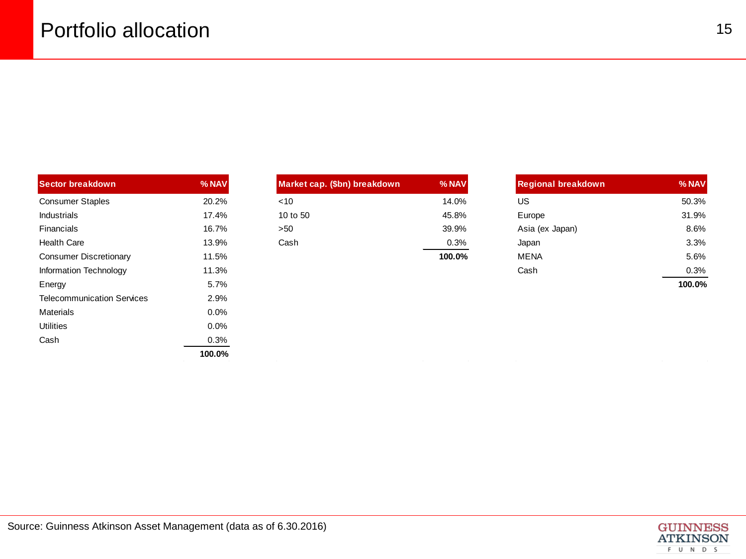# Portfolio allocation

| Sector breakdown | % NAV |
|---|---|
| Consumer Staples | 20.2% |
| Industrials | 17.4% |
| Financials | 16.7% |
| Health Care | 13.9% |
| Consumer Discretionary | 11.5% |
| Information Technology | 11.3% |
| Energy | 5.7% |
| Telecommunication Services | 2.9% |
| Materials | 0.0% |
| Utilities | 0.0% |
| Cash | 0.3% |
| | **100.0%** |

| Market cap. ($bn) breakdown | % NAV |
|---|---|
| <10 | 14.0% |
| 10 to 50 | 45.8% |
| >50 | 39.9% |
| Cash | 0.3% |
| | **100.0%** |

| Regional breakdown | % NAV |
|---|---|
| US | 50.3% |
| Europe | 31.9% |
| Asia (ex Japan) | 8.6% |
| Japan | 3.3% |
| MENA | 5.6% |
| Cash | 0.3% |
| | **100.0%** |

Source: Guinness Atkinson Asset Management (data as of 6.30.2016)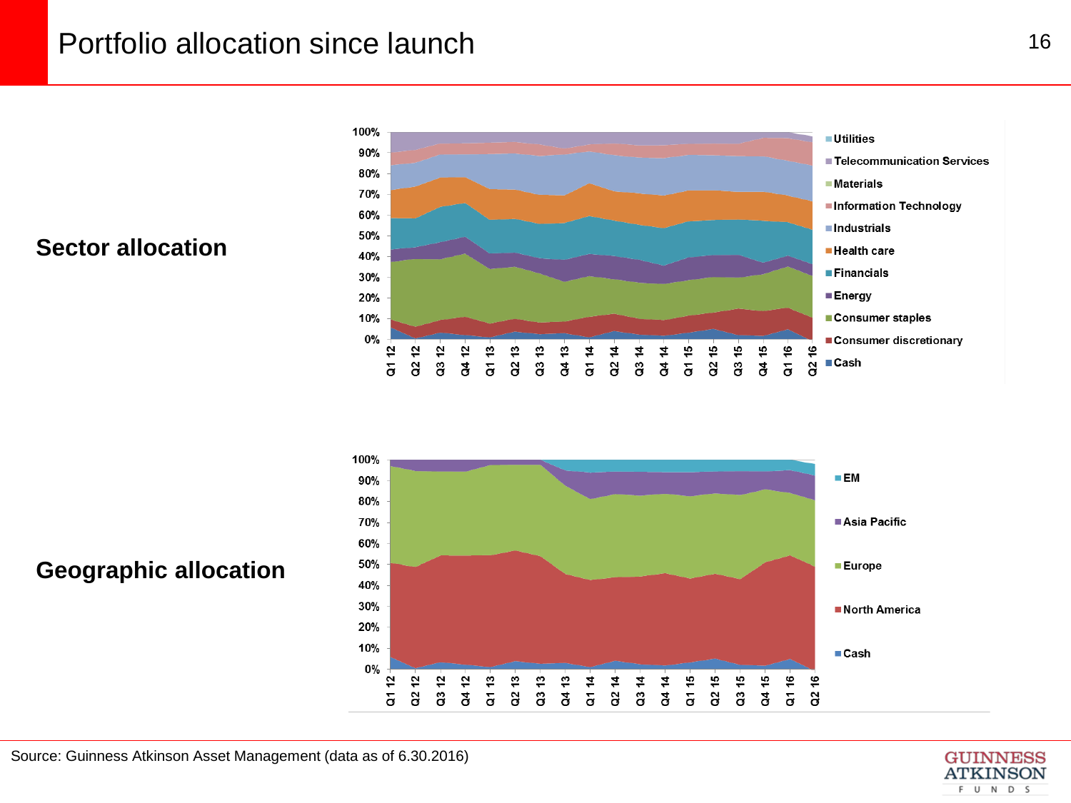# Portfolio allocation since launch

**Sector allocation**

Sector allocation chart (stacked area, Q1 12 – Q2 16, 0%–100%). Legend: Utilities, Telecommunication Services, Materials, Information Technology, Industrials, Health care, Financials, Energy, Consumer staples, Consumer discretionary, Cash

**Geographic allocation**

Geographic allocation chart (stacked area, Q1 12 – Q2 16, 0%–100%). Legend: EM, Asia Pacific, Europe, North America, Cash

Source: Guinness Atkinson Asset Management (data as of 6.30.2016)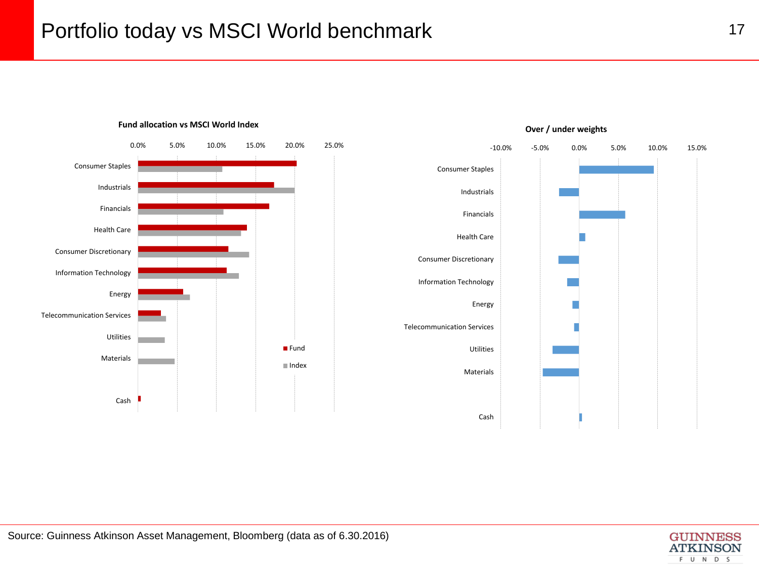# Portfolio today vs MSCI World benchmark

**Fund allocation vs MSCI World Index**

0.0% 5.0% 10.0% 15.0% 20.0% 25.0%

Consumer Staples
Industrials
Financials
Health Care
Consumer Discretionary
Information Technology
Energy
Telecommunication Services
Utilities
Materials
Cash

Fund
Index

**Over / under weights**

-10.0% -5.0% 0.0% 5.0% 10.0% 15.0%

Consumer Staples
Industrials
Financials
Health Care
Consumer Discretionary
Information Technology
Energy
Telecommunication Services
Utilities
Materials
Cash

Source: Guinness Atkinson Asset Management, Bloomberg (data as of 6.30.2016)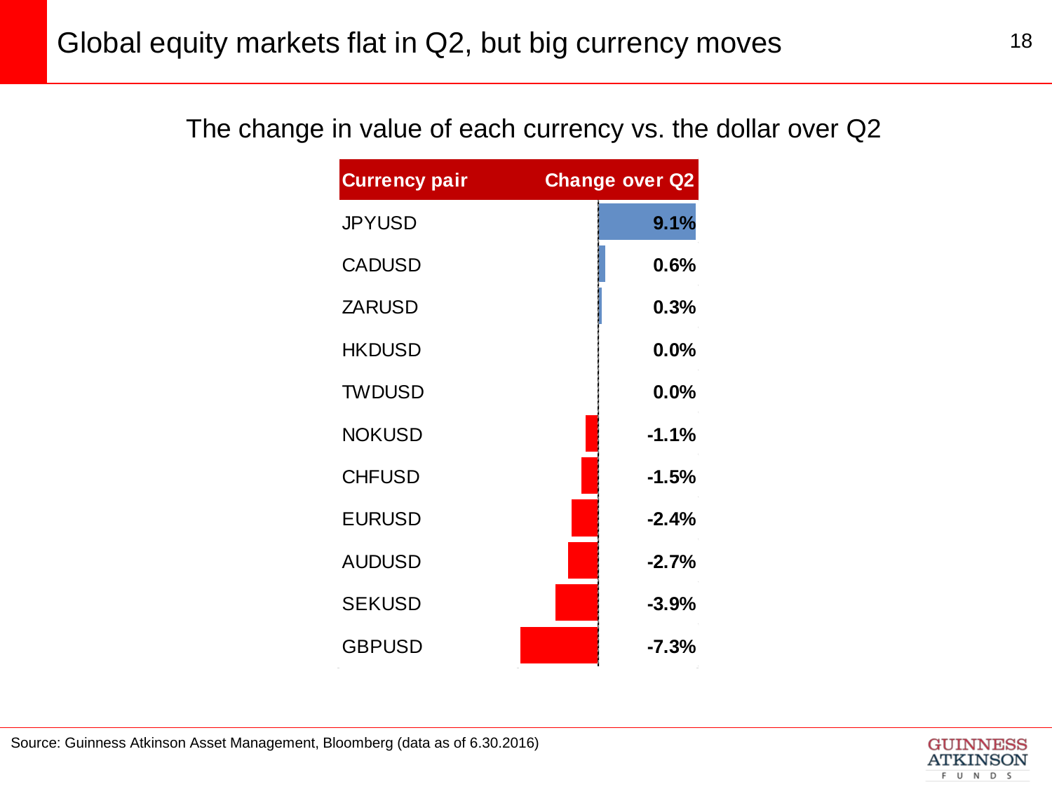# Global equity markets flat in Q2, but big currency moves

## The change in value of each currency vs. the dollar over Q2

| Currency pair | Change over Q2 |
|---|---|
| JPYUSD | 9.1% |
| CADUSD | 0.6% |
| ZARUSD | 0.3% |
| HKDUSD | 0.0% |
| TWDUSD | 0.0% |
| NOKUSD | -1.1% |
| CHFUSD | -1.5% |
| EURUSD | -2.4% |
| AUDUSD | -2.7% |
| SEKUSD | -3.9% |
| GBPUSD | -7.3% |

Source: Guinness Atkinson Asset Management, Bloomberg (data as of 6.30.2016)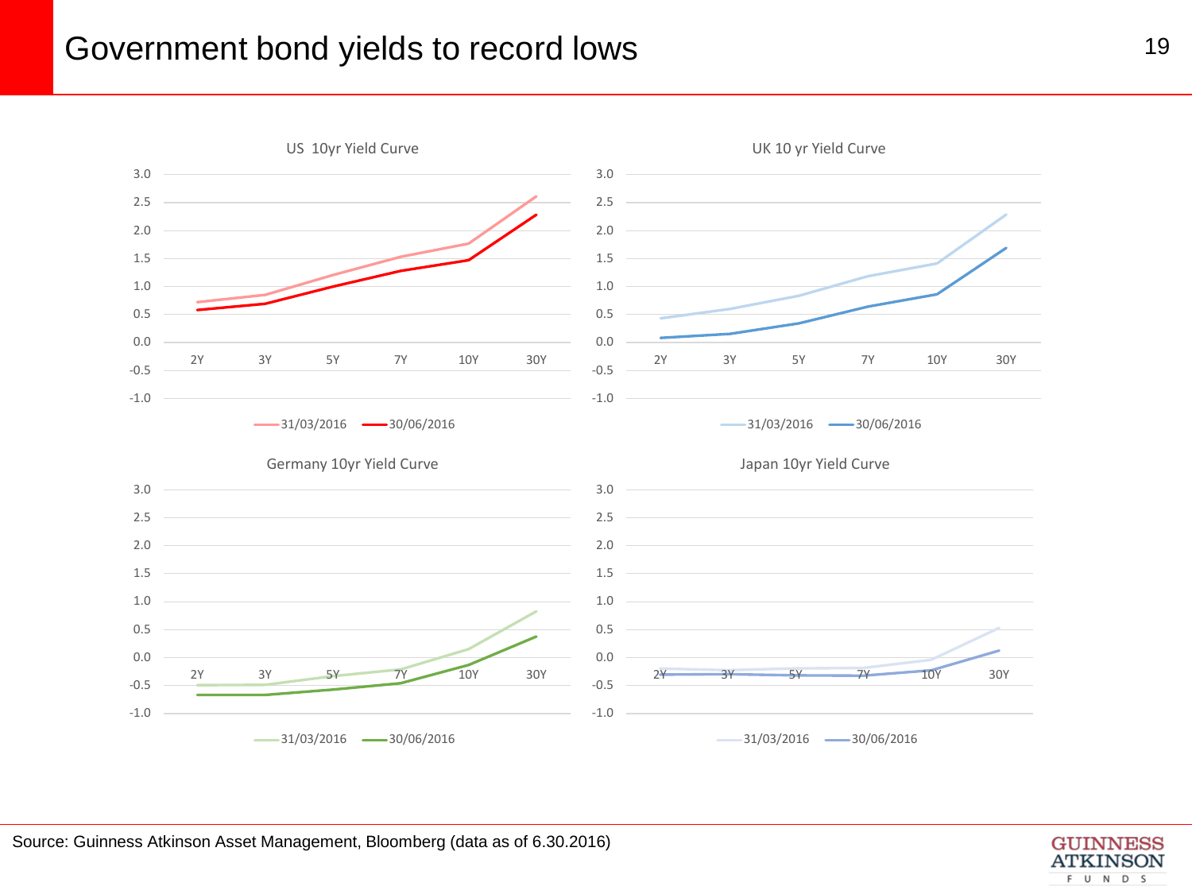# Government bond yields to record lows

US 10yr Yield Curve

UK 10 yr Yield Curve

Germany 10yr Yield Curve

Japan 10yr Yield Curve

31/03/2016 — 30/06/2016

Source: Guinness Atkinson Asset Management, Bloomberg (data as of 6.30.2016)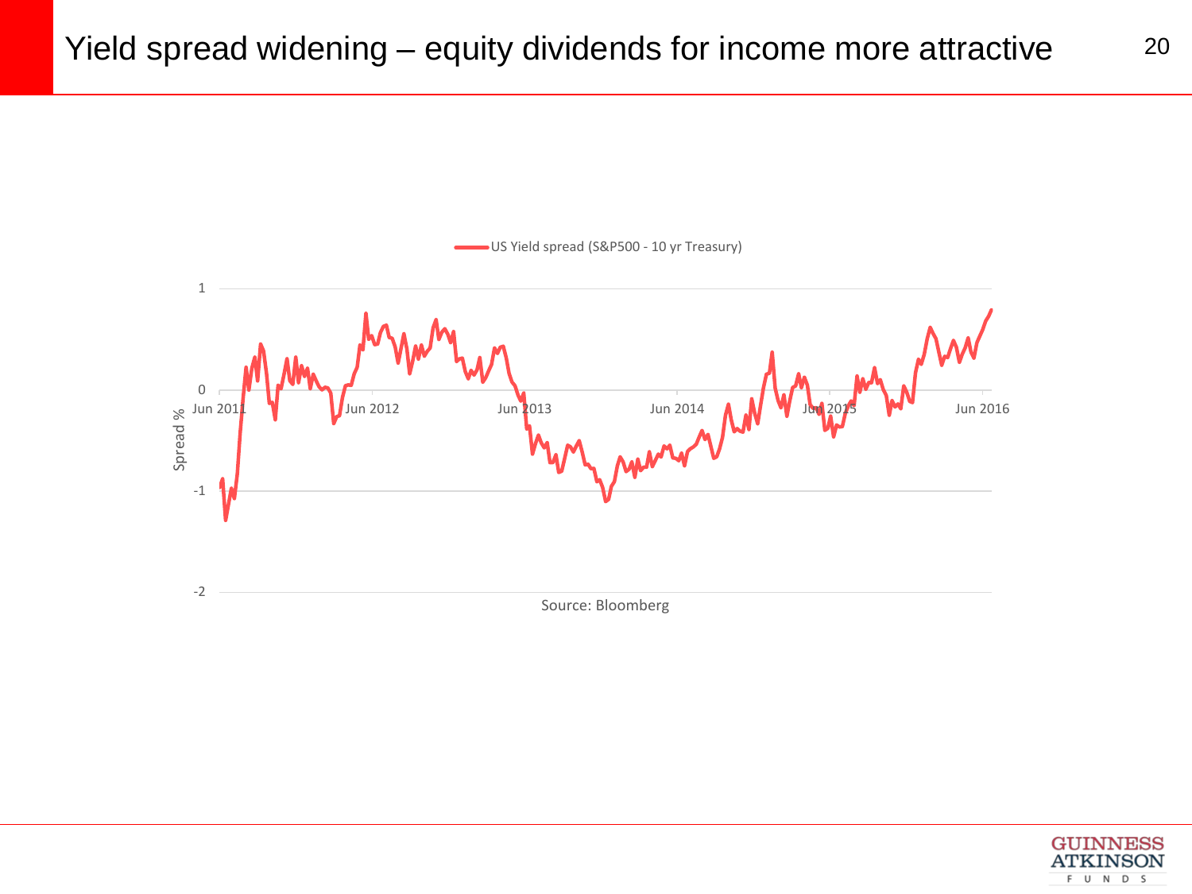# Yield spread widening – equity dividends for income more attractive

US Yield spread (S&P500 - 10 yr Treasury)

Spread %

1

0

-1

-2

Jun 2011 Jun 2012 Jun 2013 Jun 2014 Jun 2015 Jun 2016

Source: Bloomberg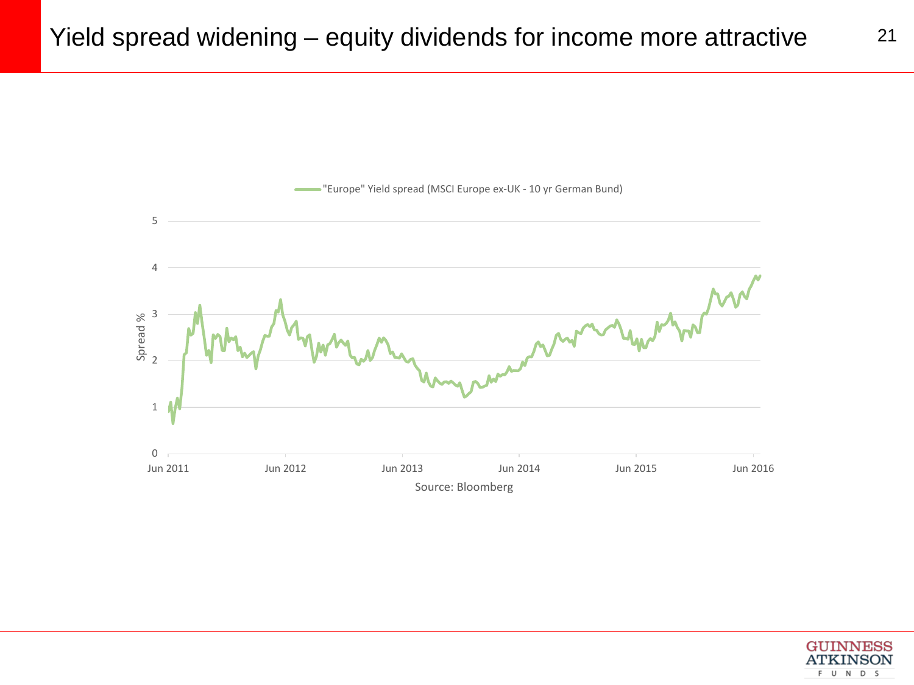# Yield spread widening – equity dividends for income more attractive

"Europe" Yield spread (MSCI Europe ex-UK - 10 yr German Bund)

Spread %

5
4
3
2
1
0

Jun 2011 | Jun 2012 | Jun 2013 | Jun 2014 | Jun 2015 | Jun 2016

Source: Bloomberg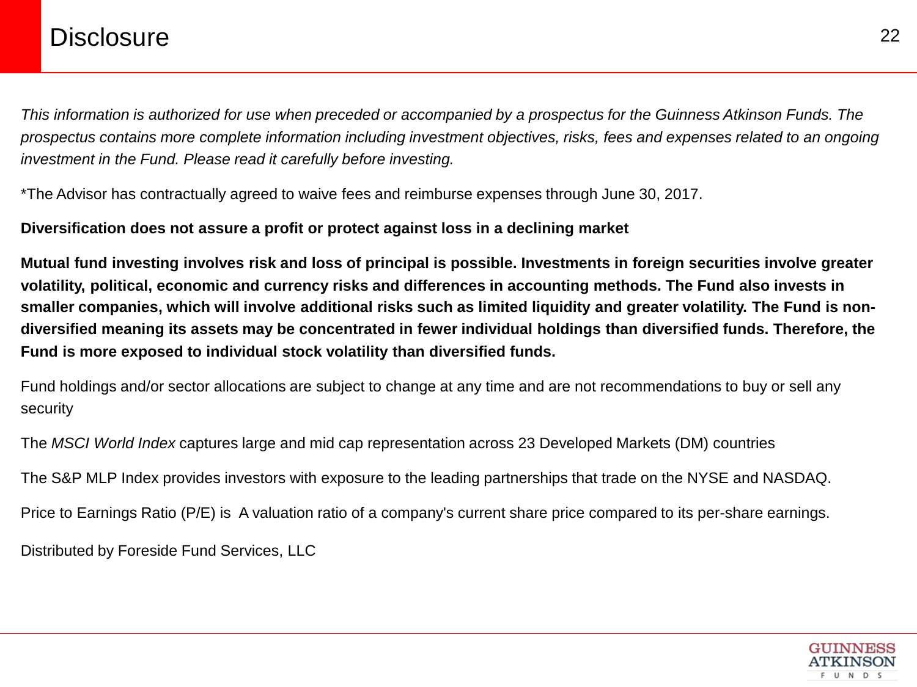# Disclosure

*This information is authorized for use when preceded or accompanied by a prospectus for the Guinness Atkinson Funds. The prospectus contains more complete information including investment objectives, risks, fees and expenses related to an ongoing investment in the Fund. Please read it carefully before investing.*

*The Advisor has contractually agreed to waive fees and reimburse expenses through June 30, 2017.

**Diversification does not assure a profit or protect against loss in a declining market**

**Mutual fund investing involves risk and loss of principal is possible. Investments in foreign securities involve greater volatility, political, economic and currency risks and differences in accounting methods. The Fund also invests in smaller companies, which will involve additional risks such as limited liquidity and greater volatility. The Fund is non-diversified meaning its assets may be concentrated in fewer individual holdings than diversified funds. Therefore, the Fund is more exposed to individual stock volatility than diversified funds.**

Fund holdings and/or sector allocations are subject to change at any time and are not recommendations to buy or sell any security

The *MSCI World Index* captures large and mid cap representation across 23 Developed Markets (DM) countries

The S&P MLP Index provides investors with exposure to the leading partnerships that trade on the NYSE and NASDAQ.

Price to Earnings Ratio (P/E) is A valuation ratio of a company's current share price compared to its per-share earnings.

Distributed by Foreside Fund Services, LLC

GUINNESS ATKINSON FUNDS